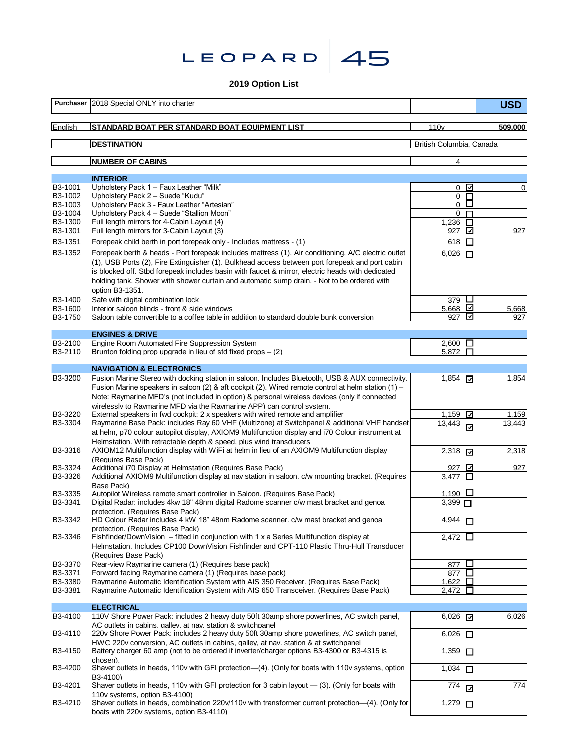# LEOPARD 45

## 2019 Option List

| | | | | |
|---|---|---|---|---|
| **Purchaser** | 2018 Special ONLY into charter | | | **USD** |
| English | **STANDARD BOAT PER STANDARD BOAT EQUIPMENT LIST** | 110v | | **509,000** |
| | **DESTINATION** | British Columbia, Canada | | |
| | **NUMBER OF CABINS** | 4 | | |

| Code | Description | Price | Selected | Total |
|---|---|---|---|---|
| | **INTERIOR** | | | |
| B3-1001 | Upholstery Pack 1 – Faux Leather "Milk" | 0 | ☑ | 0 |
| B3-1002 | Upholstery Pack 2 – Suede "Kudu" | 0 | ☐ | |
| B3-1003 | Upholstery Pack 3 - Faux Leather "Artesian" | 0 | ☐ | |
| B3-1004 | Upholstery Pack 4 – Suede "Stallion Moon" | 0 | ☐ | |
| B3-1300 | Full length mirrors for 4-Cabin Layout (4) | 1,236 | ☐ | |
| B3-1301 | Full length mirrors for 3-Cabin Layout (3) | 927 | ☑ | 927 |
| B3-1351 | Forepeak child berth in port forepeak only - (1) | 618 | ☐ | |
| B3-1352 | Forepeak berth & heads - Port forepeak includes mattress (1), Air conditioning, A/C electric outlet (1), USB Ports (2), Fire Extinguisher (1). Bulkhead access between port forepeak and port cabin is blocked off. Stbd forepeak includes basin with faucet & mirror, electric heads with dedicated holding tank, Shower with shower curtain and automatic sump drain. - Not to be ordered with option B3-1351. | 6,026 | ☐ | |
| B3-1400 | Safe with digital combination lock | 379 | ☐ | |
| B3-1600 | Interior saloon blinds - front & side windows | 5,668 | ☑ | 5,668 |
| B3-1750 | Saloon table convertible to a coffee table in addition to standard double bunk conversion | 927 | ☑ | 927 |
| | **ENGINES & DRIVE** | | | |
| B3-2100 | Engine Room Automated Fire Suppression System | 2,600 | ☐ | |
| B3-2110 | Brunton folding prop upgrade in lieu of std fixed props – (2) | 5,872 | ☐ | |
| | **NAVIGATION & ELECTRONICS** | | | |
| B3-3200 | Fusion Marine Stereo with docking station in saloon. Includes Bluetooth, USB & AUX connectivity. Fusion Marine speakers in saloon (2) & aft cockpit (2). Wired remote control at helm station (1) – Note: Raymarine MFD's (not included in option) & personal wireless devices (only if connected wirelessly to Raymarine MFD via the Raymarine APP) can control system. | 1,854 | ☑ | 1,854 |
| B3-3220 | External speakers in fwd cockpit: 2 x speakers with wired remote and amplifier | 1,159 | ☑ | 1,159 |
| B3-3304 | Raymarine Base Pack: includes Ray 60 VHF (Multizone) at Switchpanel & additional VHF handset at helm, p70 colour autopilot display, AXIOM9 Multifunction display and i70 Colour instrument at Helmstation. With retractable depth & speed, plus wind transducers | 13,443 | ☑ | 13,443 |
| B3-3316 | AXIOM12 Multifunction display with WiFi at helm in lieu of an AXIOM9 Multifunction display (Requires Base Pack) | 2,318 | ☑ | 2,318 |
| B3-3324 | Additional i70 Display at Helmstation (Requires Base Pack) | 927 | ☑ | 927 |
| B3-3326 | Additional AXIOM9 Multifunction display at nav station in saloon. c/w mounting bracket. (Requires Base Pack) | 3,477 | ☐ | |
| B3-3335 | Autopilot Wireless remote smart controller in Saloon. (Requires Base Pack) | 1,190 | ☐ | |
| B3-3341 | Digital Radar: includes 4kw 18" 48nm digital Radome scanner c/w mast bracket and genoa protection. (Requires Base Pack) | 3,399 | ☐ | |
| B3-3342 | HD Colour Radar includes 4 kW 18" 48nm Radome scanner. c/w mast bracket and genoa protection. (Requires Base Pack) | 4,944 | ☐ | |
| B3-3346 | Fishfinder/DownVision – fitted in conjunction with 1 x a Series Multifunction display at Helmstation. Includes CP100 DownVision Fishfinder and CPT-110 Plastic Thru-Hull Transducer (Requires Base Pack) | 2,472 | ☐ | |
| B3-3370 | Rear-view Raymarine camera (1) (Requires base pack) | 877 | ☐ | |
| B3-3371 | Forward facing Raymarine camera (1) (Requires base pack) | 877 | ☐ | |
| B3-3380 | Raymarine Automatic Identification System with AIS 350 Receiver. (Requires Base Pack) | 1,622 | ☐ | |
| B3-3381 | Raymarine Automatic Identification System with AIS 650 Transceiver. (Requires Base Pack) | 2,472 | ☐ | |
| | **ELECTRICAL** | | | |
| B3-4100 | 110V Shore Power Pack: includes 2 heavy duty 50ft 30amp shore powerlines, AC switch panel, AC outlets in cabins, galley, at nav. station & switchpanel | 6,026 | ☑ | 6,026 |
| B3-4110 | 220v Shore Power Pack: includes 2 heavy duty 50ft 30amp shore powerlines, AC switch panel, HWC 220v conversion, AC outlets in cabins, galley, at nav. station & at switchpanel | 6,026 | ☐ | |
| B3-4150 | Battery charger 60 amp (not to be ordered if inverter/charger options B3-4300 or B3-4315 is chosen). | 1,359 | ☐ | |
| B3-4200 | Shaver outlets in heads, 110v with GFI protection—(4). (Only for boats with 110v systems, option B3-4100) | 1,034 | ☐ | |
| B3-4201 | Shaver outlets in heads, 110v with GFI protection for 3 cabin layout — (3). (Only for boats with 110v systems, option B3-4100) | 774 | ☑ | 774 |
| B3-4210 | Shaver outlets in heads, combination 220v/110v with transformer current protection—(4). (Only for boats with 220v systems, option B3-4110) | 1,279 | ☐ | |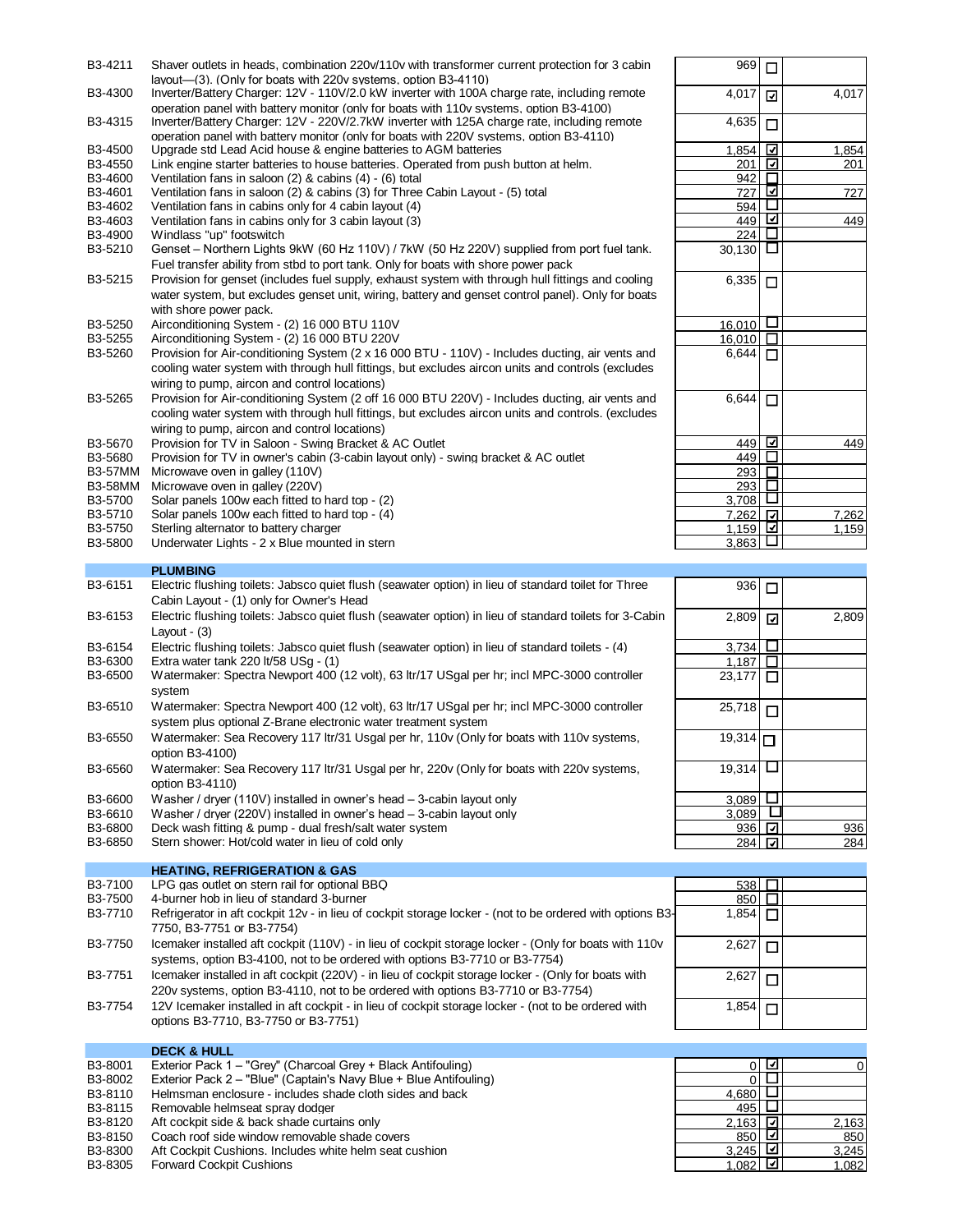| Code | Description | Price | Selected | Total |
|---|---|---|---|---|
| B3-4211 | Shaver outlets in heads, combination 220v/110v with transformer current protection for 3 cabin layout—(3). (Only for boats with 220v systems, option B3-4110) | 969 | ☐ | |
| B3-4300 | Inverter/Battery Charger: 12V - 110V/2.0 kW inverter with 100A charge rate, including remote operation panel with battery monitor (only for boats with 110v systems, option B3-4100) | 4,017 | ☑ | 4,017 |
| B3-4315 | Inverter/Battery Charger: 12V - 220V/2.7kW inverter with 125A charge rate, including remote operation panel with battery monitor (only for boats with 220V systems, option B3-4110) | 4,635 | ☐ | |
| B3-4500 | Upgrade std Lead Acid house & engine batteries to AGM batteries | 1,854 | ☑ | 1,854 |
| B3-4550 | Link engine starter batteries to house batteries. Operated from push button at helm. | 201 | ☑ | 201 |
| B3-4600 | Ventilation fans in saloon (2) & cabins (4) - (6) total | 942 | ☐ | |
| B3-4601 | Ventilation fans in saloon (2) & cabins (3) for Three Cabin Layout - (5) total | 727 | ☑ | 727 |
| B3-4602 | Ventilation fans in cabins only for 4 cabin layout (4) | 594 | ☐ | |
| B3-4603 | Ventilation fans in cabins only for 3 cabin layout (3) | 449 | ☑ | 449 |
| B3-4900 | Windlass "up" footswitch | 224 | ☐ | |
| B3-5210 | Genset – Northern Lights 9kW (60 Hz 110V) / 7kW (50 Hz 220V) supplied from port fuel tank. Fuel transfer ability from stbd to port tank. Only for boats with shore power pack | 30,130 | ☐ | |
| B3-5215 | Provision for genset (includes fuel supply, exhaust system with through hull fittings and cooling water system, but excludes genset unit, wiring, battery and genset control panel). Only for boats with shore power pack. | 6,335 | ☐ | |
| B3-5250 | Airconditioning System - (2) 16 000 BTU 110V | 16,010 | ☐ | |
| B3-5255 | Airconditioning System - (2) 16 000 BTU 220V | 16,010 | ☐ | |
| B3-5260 | Provision for Air-conditioning System (2 x 16 000 BTU - 110V) - Includes ducting, air vents and cooling water system with through hull fittings, but excludes aircon units and controls (excludes wiring to pump, aircon and control locations) | 6,644 | ☐ | |
| B3-5265 | Provision for Air-conditioning System (2 off 16 000 BTU 220V) - Includes ducting, air vents and cooling water system with through hull fittings, but excludes aircon units and controls. (excludes wiring to pump, aircon and control locations) | 6,644 | ☐ | |
| B3-5670 | Provision for TV in Saloon - Swing Bracket & AC Outlet | 449 | ☑ | 449 |
| B3-5680 | Provision for TV in owner's cabin (3-cabin layout only) - swing bracket & AC outlet | 449 | ☐ | |
| B3-57MM | Microwave oven in galley (110V) | 293 | ☐ | |
| B3-58MM | Microwave oven in galley (220V) | 293 | ☐ | |
| B3-5700 | Solar panels 100w each fitted to hard top - (2) | 3,708 | ☐ | |
| B3-5710 | Solar panels 100w each fitted to hard top - (4) | 7,262 | ☑ | 7,262 |
| B3-5750 | Sterling alternator to battery charger | 1,159 | ☑ | 1,159 |
| B3-5800 | Underwater Lights - 2 x Blue mounted in stern | 3,863 | ☐ | |
| | **PLUMBING** | | | |
| B3-6151 | Electric flushing toilets: Jabsco quiet flush (seawater option) in lieu of standard toilet for Three Cabin Layout - (1) only for Owner's Head | 936 | ☐ | |
| B3-6153 | Electric flushing toilets: Jabsco quiet flush (seawater option) in lieu of standard toilets for 3-Cabin Layout - (3) | 2,809 | ☑ | 2,809 |
| B3-6154 | Electric flushing toilets: Jabsco quiet flush (seawater option) in lieu of standard toilets - (4) | 3,734 | ☐ | |
| B3-6300 | Extra water tank 220 lt/58 USg - (1) | 1,187 | ☐ | |
| B3-6500 | Watermaker: Spectra Newport 400 (12 volt), 63 ltr/17 USgal per hr; incl MPC-3000 controller system | 23,177 | ☐ | |
| B3-6510 | Watermaker: Spectra Newport 400 (12 volt), 63 ltr/17 USgal per hr; incl MPC-3000 controller system plus optional Z-Brane electronic water treatment system | 25,718 | ☐ | |
| B3-6550 | Watermaker: Sea Recovery 117 ltr/31 Usgal per hr, 110v (Only for boats with 110v systems, option B3-4100) | 19,314 | ☐ | |
| B3-6560 | Watermaker: Sea Recovery 117 ltr/31 Usgal per hr, 220v (Only for boats with 220v systems, option B3-4110) | 19,314 | ☐ | |
| B3-6600 | Washer / dryer (110V) installed in owner's head – 3-cabin layout only | 3,089 | ☐ | |
| B3-6610 | Washer / dryer (220V) installed in owner's head – 3-cabin layout only | 3,089 | ☐ | |
| B3-6800 | Deck wash fitting & pump - dual fresh/salt water system | 936 | ☑ | 936 |
| B3-6850 | Stern shower: Hot/cold water in lieu of cold only | 284 | ☑ | 284 |
| | **HEATING, REFRIGERATION & GAS** | | | |
| B3-7100 | LPG gas outlet on stern rail for optional BBQ | 538 | ☐ | |
| B3-7500 | 4-burner hob in lieu of standard 3-burner | 850 | ☐ | |
| B3-7710 | Refrigerator in aft cockpit 12v - in lieu of cockpit storage locker - (not to be ordered with options B3-7750, B3-7751 or B3-7754) | 1,854 | ☐ | |
| B3-7750 | Icemaker installed aft cockpit (110V) - in lieu of cockpit storage locker - (Only for boats with 110v systems, option B3-4100, not to be ordered with options B3-7710 or B3-7754) | 2,627 | ☐ | |
| B3-7751 | Icemaker installed in aft cockpit (220V) - in lieu of cockpit storage locker - (Only for boats with 220v systems, option B3-4110, not to be ordered with options B3-7710 or B3-7754) | 2,627 | ☐ | |
| B3-7754 | 12V Icemaker installed in aft cockpit - in lieu of cockpit storage locker - (not to be ordered with options B3-7710, B3-7750 or B3-7751) | 1,854 | ☐ | |
| | **DECK & HULL** | | | |
| B3-8001 | Exterior Pack 1 – "Grey" (Charcoal Grey + Black Antifouling) | 0 | ☑ | 0 |
| B3-8002 | Exterior Pack 2 – "Blue" (Captain's Navy Blue + Blue Antifouling) | 0 | ☐ | |
| B3-8110 | Helmsman enclosure - includes shade cloth sides and back | 4,680 | ☐ | |
| B3-8115 | Removable helmseat spray dodger | 495 | ☐ | |
| B3-8120 | Aft cockpit side & back shade curtains only | 2,163 | ☑ | 2,163 |
| B3-8150 | Coach roof side window removable shade covers | 850 | ☑ | 850 |
| B3-8300 | Aft Cockpit Cushions. Includes white helm seat cushion | 3,245 | ☑ | 3,245 |
| B3-8305 | Forward Cockpit Cushions | 1,082 | ☑ | 1,082 |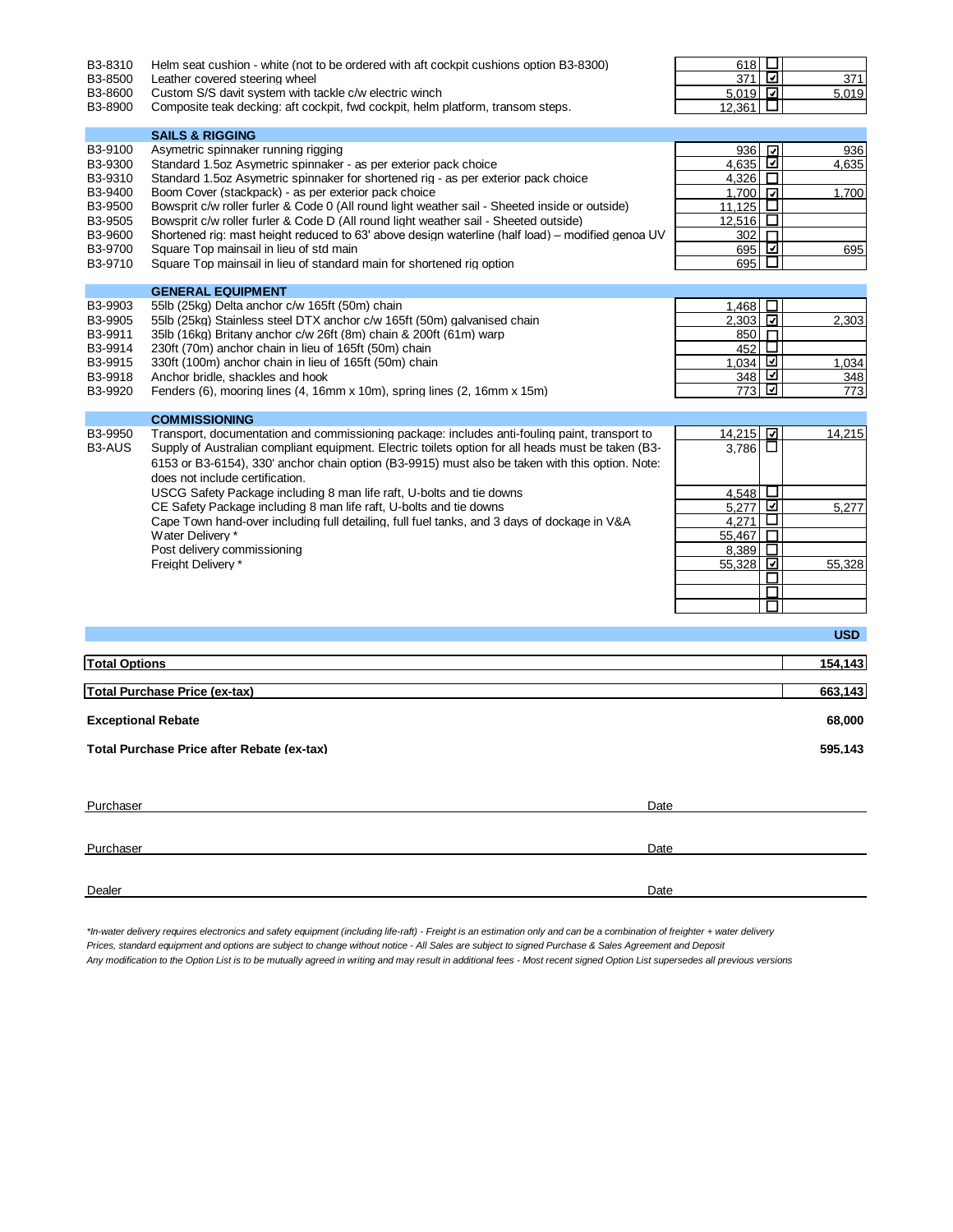| Code | Description | Price | Selected | Amount |
|---|---|---|---|---|
| B3-8310 | Helm seat cushion - white (not to be ordered with aft cockpit cushions option B3-8300) | 618 | ☐ | |
| B3-8500 | Leather covered steering wheel | 371 | ☑ | 371 |
| B3-8600 | Custom S/S davit system with tackle c/w electric winch | 5,019 | ☑ | 5,019 |
| B3-8900 | Composite teak decking: aft cockpit, fwd cockpit, helm platform, transom steps. | 12,361 | ☐ | |
| | **SAILS & RIGGING** | | | |
| B3-9100 | Asymetric spinnaker running rigging | 936 | ☑ | 936 |
| B3-9300 | Standard 1.5oz Asymetric spinnaker - as per exterior pack choice | 4,635 | ☑ | 4,635 |
| B3-9310 | Standard 1.5oz Asymetric spinnaker for shortened rig - as per exterior pack choice | 4,326 | ☐ | |
| B3-9400 | Boom Cover (stackpack) - as per exterior pack choice | 1,700 | ☑ | 1,700 |
| B3-9500 | Bowsprit c/w roller furler & Code 0 (All round light weather sail - Sheeted inside or outside) | 11,125 | ☐ | |
| B3-9505 | Bowsprit c/w roller furler & Code D (All round light weather sail - Sheeted outside) | 12,516 | ☐ | |
| B3-9600 | Shortened rig: mast height reduced to 63' above design waterline (half load) – modified genoa UV | 302 | ☐ | |
| B3-9700 | Square Top mainsail in lieu of std main | 695 | ☑ | 695 |
| B3-9710 | Square Top mainsail in lieu of standard main for shortened rig option | 695 | ☐ | |
| | **GENERAL EQUIPMENT** | | | |
| B3-9903 | 55lb (25kg) Delta anchor c/w 165ft (50m) chain | 1,468 | ☐ | |
| B3-9905 | 55lb (25kg) Stainless steel DTX anchor c/w 165ft (50m) galvanised chain | 2,303 | ☑ | 2,303 |
| B3-9911 | 35lb (16kg) Britany anchor c/w 26ft (8m) chain & 200ft (61m) warp | 850 | ☐ | |
| B3-9914 | 230ft (70m) anchor chain in lieu of 165ft (50m) chain | 452 | ☐ | |
| B3-9915 | 330ft (100m) anchor chain in lieu of 165ft (50m) chain | 1,034 | ☑ | 1,034 |
| B3-9918 | Anchor bridle, shackles and hook | 348 | ☑ | 348 |
| B3-9920 | Fenders (6), mooring lines (4, 16mm x 10m), spring lines (2, 16mm x 15m) | 773 | ☑ | 773 |
| | **COMMISSIONING** | | | |
| B3-9950 | Transport, documentation and commissioning package: includes anti-fouling paint, transport to | 14,215 | ☑ | 14,215 |
| B3-AUS | Supply of Australian compliant equipment. Electric toilets option for all heads must be taken (B3-6153 or B3-6154), 330' anchor chain option (B3-9915) must also be taken with this option. Note: does not include certification. | 3,786 | ☐ | |
| | USCG Safety Package including 8 man life raft, U-bolts and tie downs | 4,548 | ☐ | |
| | CE Safety Package including 8 man life raft, U-bolts and tie downs | 5,277 | ☑ | 5,277 |
| | Cape Town hand-over including full detailing, full fuel tanks, and 3 days of dockage in V&A | 4,271 | ☐ | |
| | Water Delivery * | 55,467 | ☐ | |
| | Post delivery commissioning | 8,389 | ☐ | |
| | Freight Delivery * | 55,328 | ☑ | 55,328 |
| | | | ☐ | |
| | | | ☐ | |
| | | | ☐ | |

| | USD |
|---|---|
| **Total Options** | **154,143** |
| **Total Purchase Price (ex-tax)** | **663,143** |
| **Exceptional Rebate** | **68,000** |
| **Total Purchase Price after Rebate (ex-tax)** | **595,143** |

Purchaser ______________________________ Date ______________________________

Purchaser ______________________________ Date ______________________________

Dealer ______________________________ Date ______________________________

*\*In-water delivery requires electronics and safety equipment (including life-raft) - Freight is an estimation only and can be a combination of freighter + water delivery*
*Prices, standard equipment and options are subject to change without notice - All Sales are subject to signed Purchase & Sales Agreement and Deposit*
*Any modification to the Option List is to be mutually agreed in writing and may result in additional fees - Most recent signed Option List supersedes all previous versions*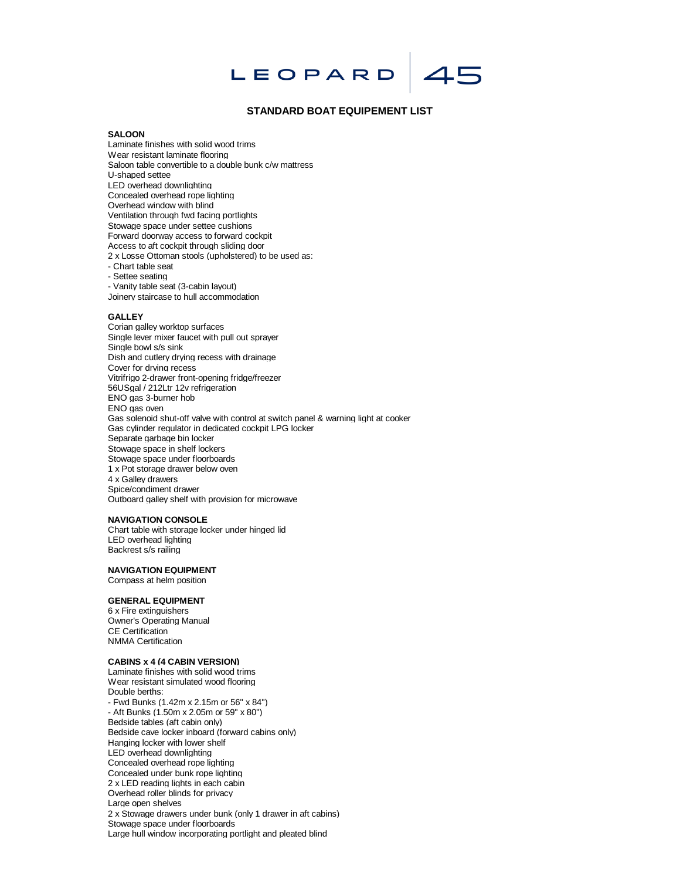# LEOPARD 45

## STANDARD BOAT EQUIPEMENT LIST

**SALOON**

Laminate finishes with solid wood trims
Wear resistant laminate flooring
Saloon table convertible to a double bunk c/w mattress
U-shaped settee
LED overhead downlighting
Concealed overhead rope lighting
Overhead window with blind
Ventilation through fwd facing portlights
Stowage space under settee cushions
Forward doorway access to forward cockpit
Access to aft cockpit through sliding door
2 x Losse Ottoman stools (upholstered) to be used as:
- Chart table seat
- Settee seating
- Vanity table seat (3-cabin layout)

Joinery staircase to hull accommodation

**GALLEY**

Corian galley worktop surfaces
Single lever mixer faucet with pull out sprayer
Single bowl s/s sink
Dish and cutlery drying recess with drainage
Cover for drying recess
Vitrifrigo 2-drawer front-opening fridge/freezer
56USgal / 212Ltr 12v refrigeration
ENO gas 3-burner hob
ENO gas oven
Gas solenoid shut-off valve with control at switch panel & warning light at cooker
Gas cylinder regulator in dedicated cockpit LPG locker
Separate garbage bin locker
Stowage space in shelf lockers
Stowage space under floorboards
1 x Pot storage drawer below oven
4 x Galley drawers
Spice/condiment drawer
Outboard galley shelf with provision for microwave

**NAVIGATION CONSOLE**

Chart table with storage locker under hinged lid
LED overhead lighting
Backrest s/s railing

**NAVIGATION EQUIPMENT**

Compass at helm position

**GENERAL EQUIPMENT**

6 x Fire extinguishers
Owner's Operating Manual
CE Certification
NMMA Certification

**CABINS x 4 (4 CABIN VERSION)**

Laminate finishes with solid wood trims
Wear resistant simulated wood flooring
Double berths:
- Fwd Bunks (1.42m x 2.15m or 56" x 84")
- Aft Bunks (1.50m x 2.05m or 59" x 80")

Bedside tables (aft cabin only)
Bedside cave locker inboard (forward cabins only)
Hanging locker with lower shelf
LED overhead downlighting
Concealed overhead rope lighting
Concealed under bunk rope lighting
2 x LED reading lights in each cabin
Overhead roller blinds for privacy
Large open shelves
2 x Stowage drawers under bunk (only 1 drawer in aft cabins)
Stowage space under floorboards
Large hull window incorporating portlight and pleated blind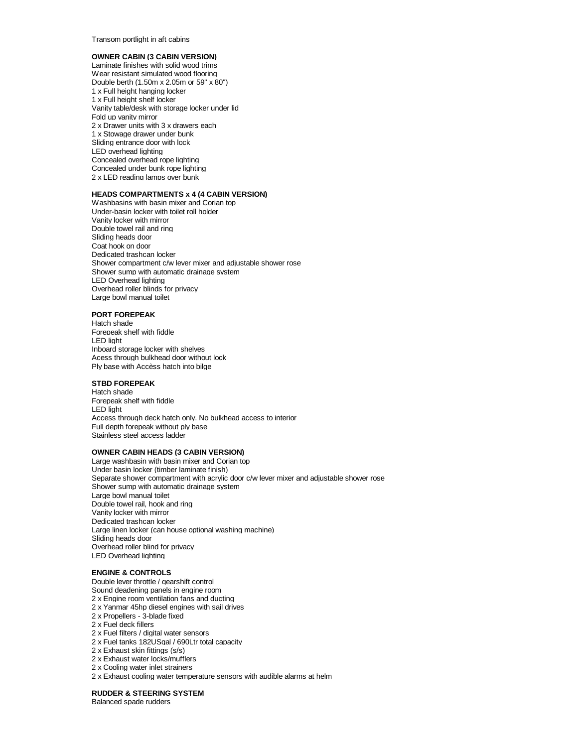Transom portlight in aft cabins

**OWNER CABIN (3 CABIN VERSION)**

Laminate finishes with solid wood trims
Wear resistant simulated wood flooring
Double berth (1.50m x 2.05m or 59" x 80")
1 x Full height hanging locker
1 x Full height shelf locker
Vanity table/desk with storage locker under lid
Fold up vanity mirror
2 x Drawer units with 3 x drawers each
1 x Stowage drawer under bunk
Sliding entrance door with lock
LED overhead lighting
Concealed overhead rope lighting
Concealed under bunk rope lighting
2 x LED reading lamps over bunk

**HEADS COMPARTMENTS x 4 (4 CABIN VERSION)**

Washbasins with basin mixer and Corian top
Under-basin locker with toilet roll holder
Vanity locker with mirror
Double towel rail and ring
Sliding heads door
Coat hook on door
Dedicated trashcan locker
Shower compartment c/w lever mixer and adjustable shower rose
Shower sump with automatic drainage system
LED Overhead lighting
Overhead roller blinds for privacy
Large bowl manual toilet

**PORT FOREPEAK**

Hatch shade
Forepeak shelf with fiddle
LED light
Inboard storage locker with shelves
Acess through bulkhead door without lock
Ply base with Accès hatch into bilge

**STBD FOREPEAK**

Hatch shade
Forepeak shelf with fiddle
LED light
Access through deck hatch only. No bulkhead access to interior
Full depth forepeak without ply base
Stainless steel access ladder

**OWNER CABIN HEADS (3 CABIN VERSION)**

Large washbasin with basin mixer and Corian top
Under basin locker (timber laminate finish)
Separate shower compartment with acrylic door c/w lever mixer and adjustable shower rose
Shower sump with automatic drainage system
Large bowl manual toilet
Double towel rail, hook and ring
Vanity locker with mirror
Dedicated trashcan locker
Large linen locker (can house optional washing machine)
Sliding heads door
Overhead roller blind for privacy
LED Overhead lighting

**ENGINE & CONTROLS**

Double lever throttle / gearshift control
Sound deadening panels in engine room
2 x Engine room ventilation fans and ducting
2 x Yanmar 45hp diesel engines with sail drives
2 x Propellers - 3-blade fixed
2 x Fuel deck fillers
2 x Fuel filters / digital water sensors
2 x Fuel tanks 182USgal / 690Ltr total capacity
2 x Exhaust skin fittings (s/s)
2 x Exhaust water locks/mufflers
2 x Cooling water inlet strainers
2 x Exhaust cooling water temperature sensors with audible alarms at helm

**RUDDER & STEERING SYSTEM**

Balanced spade rudders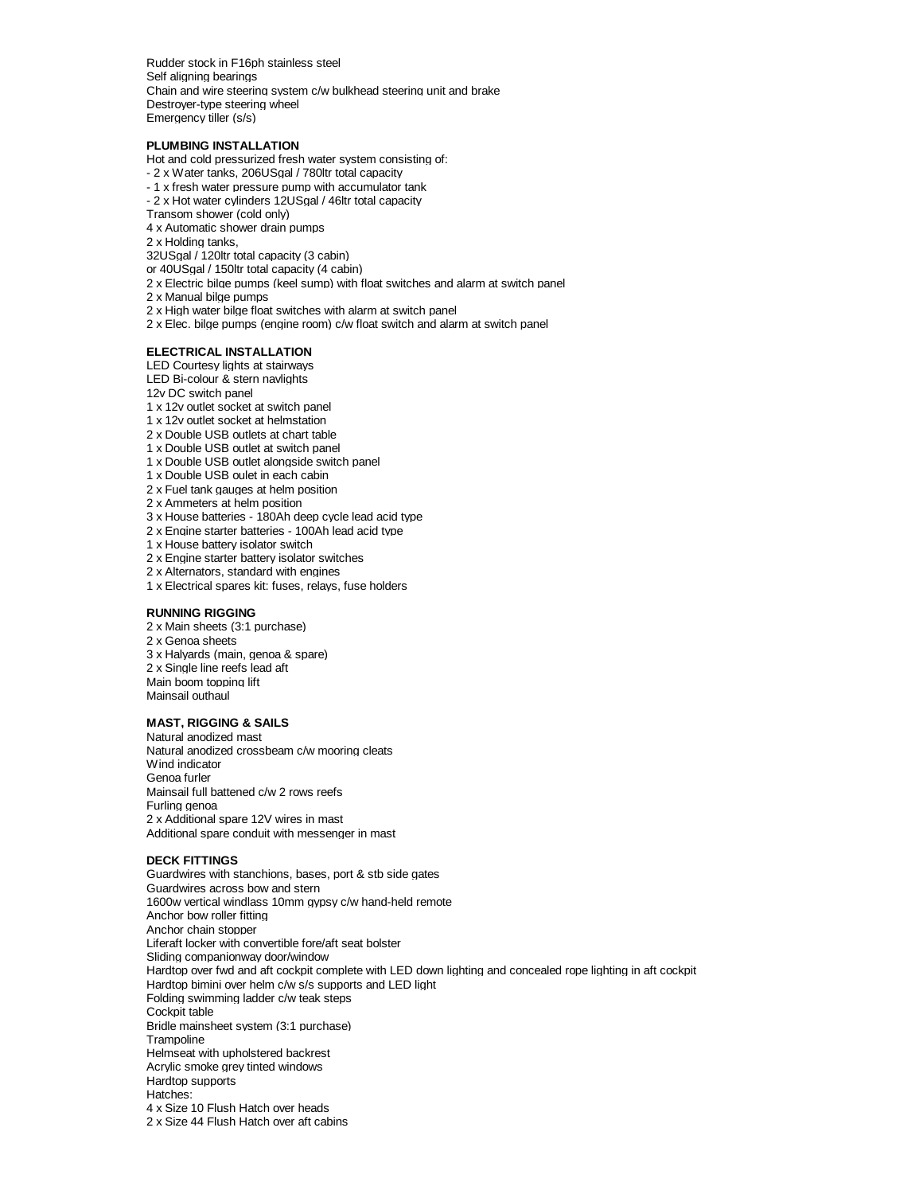Rudder stock in F16ph stainless steel
Self aligning bearings
Chain and wire steering system c/w bulkhead steering unit and brake
Destroyer-type steering wheel
Emergency tiller (s/s)

**PLUMBING INSTALLATION**

Hot and cold pressurized fresh water system consisting of:
- 2 x Water tanks, 206USgal / 780ltr total capacity
- 1 x fresh water pressure pump with accumulator tank
- 2 x Hot water cylinders 12USgal / 46ltr total capacity

Transom shower (cold only)
4 x Automatic shower drain pumps
2 x Holding tanks,
32USgal / 120ltr total capacity (3 cabin)
or 40USgal / 150ltr total capacity (4 cabin)
2 x Electric bilge pumps (keel sump) with float switches and alarm at switch panel
2 x Manual bilge pumps
2 x High water bilge float switches with alarm at switch panel
2 x Elec. bilge pumps (engine room) c/w float switch and alarm at switch panel

**ELECTRICAL INSTALLATION**

LED Courtesy lights at stairways
LED Bi-colour & stern navlights
12v DC switch panel
1 x 12v outlet socket at switch panel
1 x 12v outlet socket at helmstation
2 x Double USB outlets at chart table
1 x Double USB outlet at switch panel
1 x Double USB outlet alongside switch panel
1 x Double USB oulet in each cabin
2 x Fuel tank gauges at helm position
2 x Ammeters at helm position
3 x House batteries - 180Ah deep cycle lead acid type
2 x Engine starter batteries - 100Ah lead acid type
1 x House battery isolator switch
2 x Engine starter battery isolator switches
2 x Alternators, standard with engines
1 x Electrical spares kit: fuses, relays, fuse holders

**RUNNING RIGGING**

2 x Main sheets (3:1 purchase)
2 x Genoa sheets
3 x Halyards (main, genoa & spare)
2 x Single line reefs lead aft
Main boom topping lift
Mainsail outhaul

**MAST, RIGGING & SAILS**

Natural anodized mast
Natural anodized crossbeam c/w mooring cleats
Wind indicator
Genoa furler
Mainsail full battened c/w 2 rows reefs
Furling genoa
2 x Additional spare 12V wires in mast
Additional spare conduit with messenger in mast

**DECK FITTINGS**

Guardwires with stanchions, bases, port & stb side gates
Guardwires across bow and stern
1600w vertical windlass 10mm gypsy c/w hand-held remote
Anchor bow roller fitting
Anchor chain stopper
Liferaft locker with convertible fore/aft seat bolster
Sliding companionway door/window
Hardtop over fwd and aft cockpit complete with LED down lighting and concealed rope lighting in aft cockpit
Hardtop bimini over helm c/w s/s supports and LED light
Folding swimming ladder c/w teak steps
Cockpit table
Bridle mainsheet system (3:1 purchase)
Trampoline
Helmseat with upholstered backrest
Acrylic smoke grey tinted windows
Hardtop supports
Hatches:
4 x Size 10 Flush Hatch over heads
2 x Size 44 Flush Hatch over aft cabins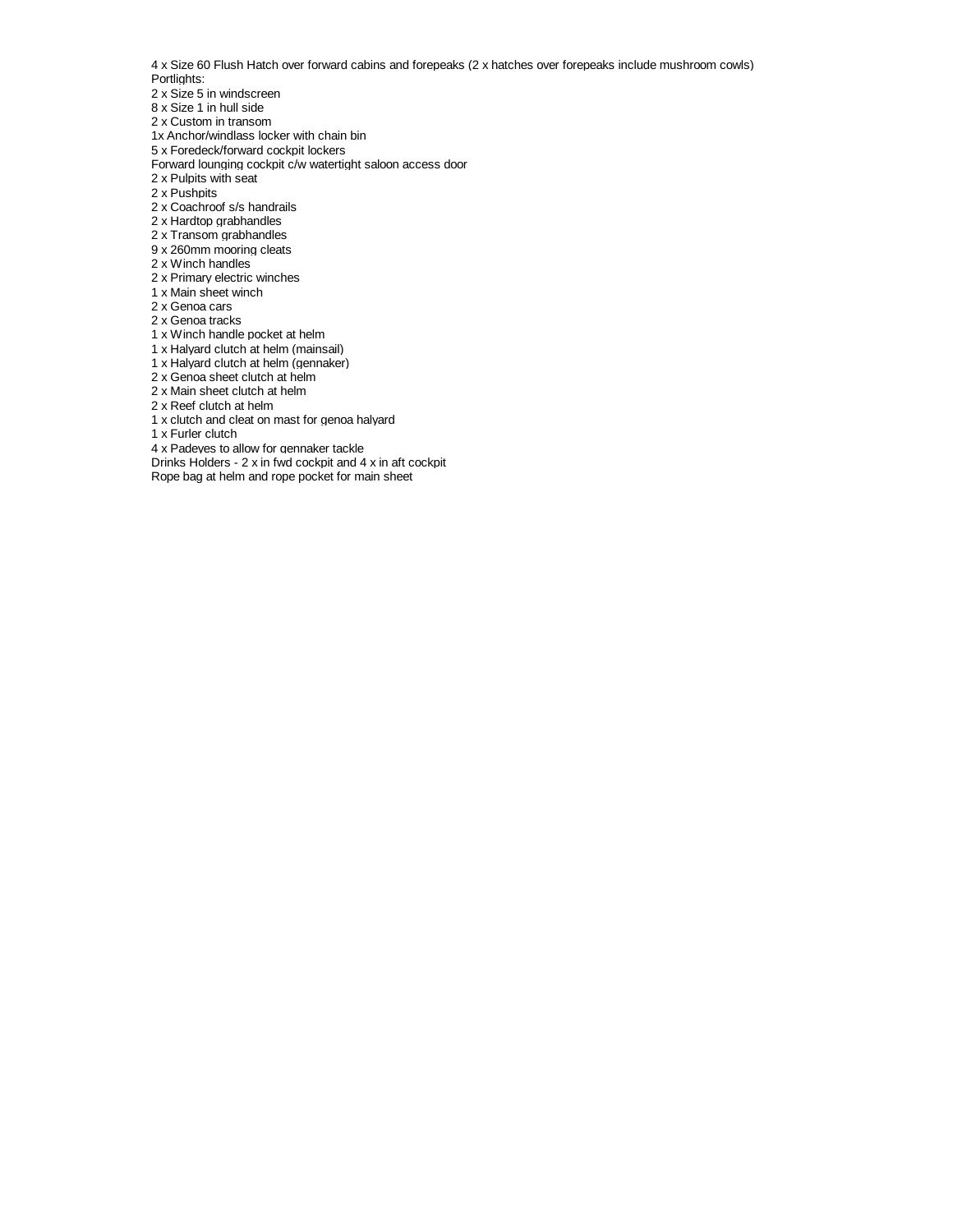4 x Size 60 Flush Hatch over forward cabins and forepeaks (2 x hatches over forepeaks include mushroom cowls)
Portlights:
2 x Size 5 in windscreen
8 x Size 1 in hull side
2 x Custom in transom
1x Anchor/windlass locker with chain bin
5 x Foredeck/forward cockpit lockers
Forward lounging cockpit c/w watertight saloon access door
2 x Pulpits with seat
2 x Pushpits
2 x Coachroof s/s handrails
2 x Hardtop grabhandles
2 x Transom grabhandles
9 x 260mm mooring cleats
2 x Winch handles
2 x Primary electric winches
1 x Main sheet winch
2 x Genoa cars
2 x Genoa tracks
1 x Winch handle pocket at helm
1 x Halyard clutch at helm (mainsail)
1 x Halyard clutch at helm (gennaker)
2 x Genoa sheet clutch at helm
2 x Main sheet clutch at helm
2 x Reef clutch at helm
1 x clutch and cleat on mast for genoa halyard
1 x Furler clutch
4 x Padeyes to allow for gennaker tackle
Drinks Holders - 2 x in fwd cockpit and 4 x in aft cockpit
Rope bag at helm and rope pocket for main sheet